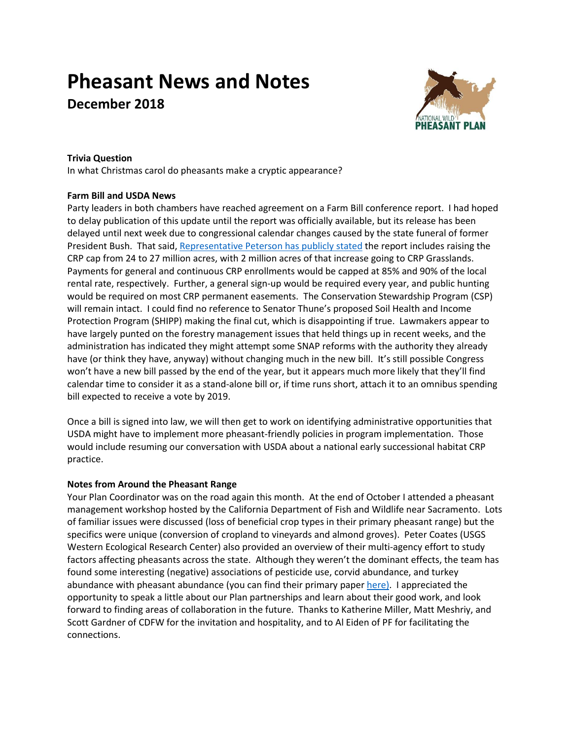# Pheasant News and Notes

## December 2018

**Trivia Question**

In what Christmas carol do pheasants make a cryptic appearance?

**Farm Bill and USDA News**

Party leaders in both chambers have reached agreement on a Farm Bill conference report. I had hoped to delay publication of this update until the report was officially available, but its release has been delayed until next week due to congressional calendar changes caused by the state funeral of former President Bush. That said, Representative Peterson has publicly stated the report includes raising the CRP cap from 24 to 27 million acres, with 2 million acres of that increase going to CRP Grasslands. Payments for general and continuous CRP enrollments would be capped at 85% and 90% of the local rental rate, respectively. Further, a general sign-up would be required every year, and public hunting would be required on most CRP permanent easements. The Conservation Stewardship Program (CSP) will remain intact. I could find no reference to Senator Thune's proposed Soil Health and Income Protection Program (SHIPP) making the final cut, which is disappointing if true. Lawmakers appear to have largely punted on the forestry management issues that held things up in recent weeks, and the administration has indicated they might attempt some SNAP reforms with the authority they already have (or think they have, anyway) without changing much in the new bill. It's still possible Congress won't have a new bill passed by the end of the year, but it appears much more likely that they'll find calendar time to consider it as a stand-alone bill or, if time runs short, attach it to an omnibus spending bill expected to receive a vote by 2019.

Once a bill is signed into law, we will then get to work on identifying administrative opportunities that USDA might have to implement more pheasant-friendly policies in program implementation. Those would include resuming our conversation with USDA about a national early successional habitat CRP practice.

**Notes from Around the Pheasant Range**

Your Plan Coordinator was on the road again this month. At the end of October I attended a pheasant management workshop hosted by the California Department of Fish and Wildlife near Sacramento. Lots of familiar issues were discussed (loss of beneficial crop types in their primary pheasant range) but the specifics were unique (conversion of cropland to vineyards and almond groves). Peter Coates (USGS Western Ecological Research Center) also provided an overview of their multi-agency effort to study factors affecting pheasants across the state. Although they weren't the dominant effects, the team has found some interesting (negative) associations of pesticide use, corvid abundance, and turkey abundance with pheasant abundance (you can find their primary paper here). I appreciated the opportunity to speak a little about our Plan partnerships and learn about their good work, and look forward to finding areas of collaboration in the future. Thanks to Katherine Miller, Matt Meshriy, and Scott Gardner of CDFW for the invitation and hospitality, and to Al Eiden of PF for facilitating the connections.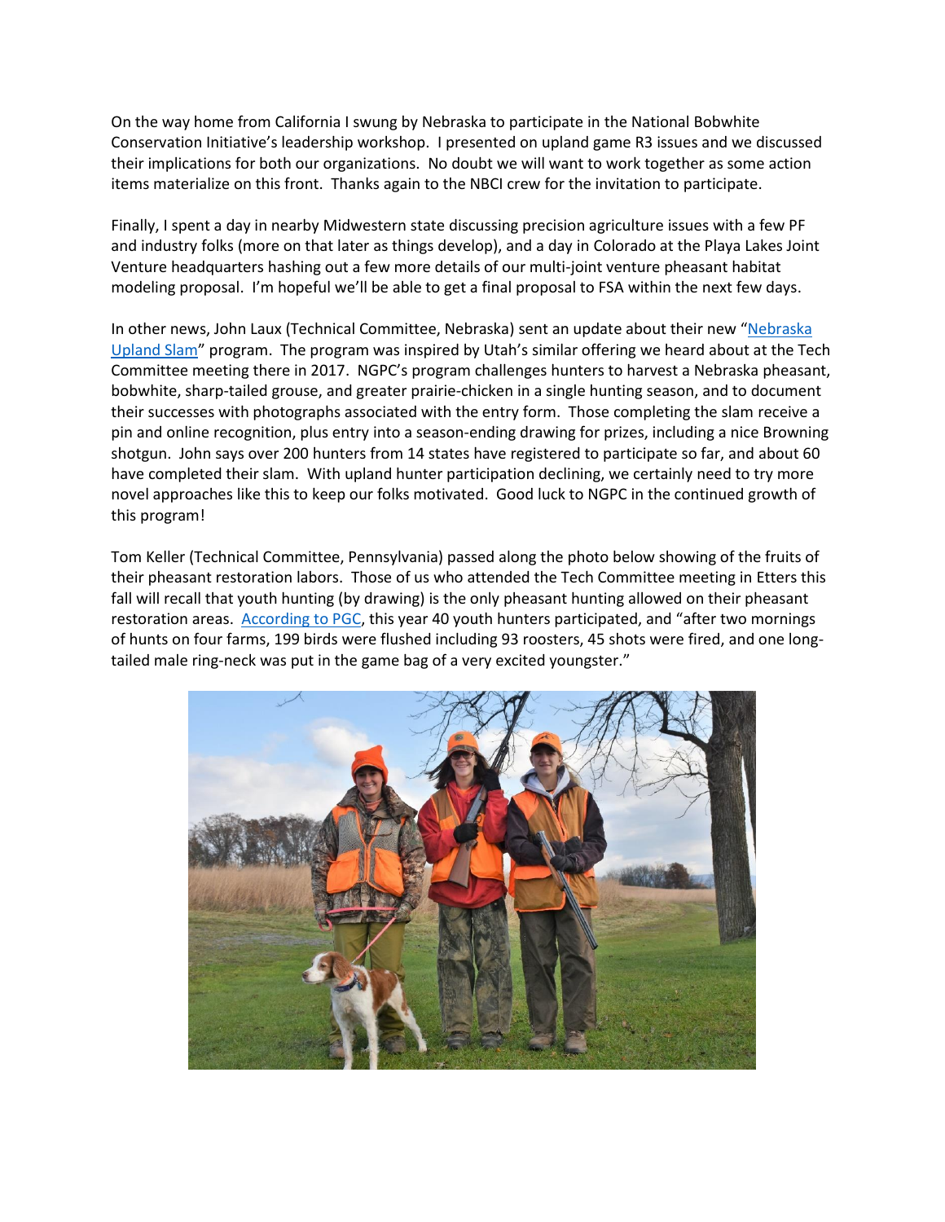On the way home from California I swung by Nebraska to participate in the National Bobwhite Conservation Initiative's leadership workshop. I presented on upland game R3 issues and we discussed their implications for both our organizations. No doubt we will want to work together as some action items materialize on this front. Thanks again to the NBCI crew for the invitation to participate.

Finally, I spent a day in nearby Midwestern state discussing precision agriculture issues with a few PF and industry folks (more on that later as things develop), and a day in Colorado at the Playa Lakes Joint Venture headquarters hashing out a few more details of our multi-joint venture pheasant habitat modeling proposal. I'm hopeful we'll be able to get a final proposal to FSA within the next few days.

In other news, John Laux (Technical Committee, Nebraska) sent an update about their new "Nebraska Upland Slam" program. The program was inspired by Utah's similar offering we heard about at the Tech Committee meeting there in 2017. NGPC's program challenges hunters to harvest a Nebraska pheasant, bobwhite, sharp-tailed grouse, and greater prairie-chicken in a single hunting season, and to document their successes with photographs associated with the entry form. Those completing the slam receive a pin and online recognition, plus entry into a season-ending drawing for prizes, including a nice Browning shotgun. John says over 200 hunters from 14 states have registered to participate so far, and about 60 have completed their slam. With upland hunter participation declining, we certainly need to try more novel approaches like this to keep our folks motivated. Good luck to NGPC in the continued growth of this program!

Tom Keller (Technical Committee, Pennsylvania) passed along the photo below showing of the fruits of their pheasant restoration labors. Those of us who attended the Tech Committee meeting in Etters this fall will recall that youth hunting (by drawing) is the only pheasant hunting allowed on their pheasant restoration areas. According to PGC, this year 40 youth hunters participated, and "after two mornings of hunts on four farms, 199 birds were flushed including 93 roosters, 45 shots were fired, and one long-tailed male ring-neck was put in the game bag of a very excited youngster."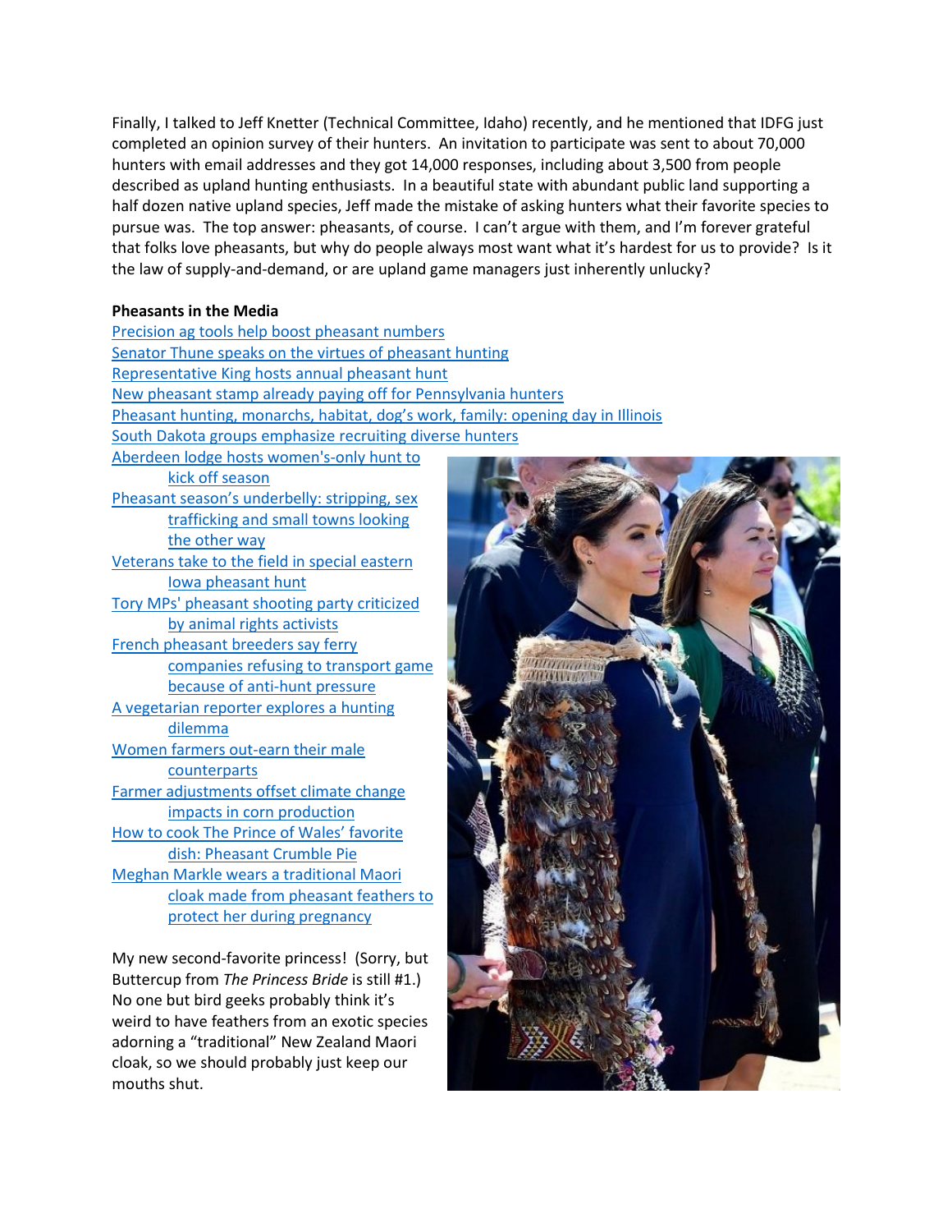Finally, I talked to Jeff Knetter (Technical Committee, Idaho) recently, and he mentioned that IDFG just completed an opinion survey of their hunters. An invitation to participate was sent to about 70,000 hunters with email addresses and they got 14,000 responses, including about 3,500 from people described as upland hunting enthusiasts. In a beautiful state with abundant public land supporting a half dozen native upland species, Jeff made the mistake of asking hunters what their favorite species to pursue was. The top answer: pheasants, of course. I can't argue with them, and I'm forever grateful that folks love pheasants, but why do people always most want what it's hardest for us to provide? Is it the law of supply-and-demand, or are upland game managers just inherently unlucky?

**Pheasants in the Media**

- Precision ag tools help boost pheasant numbers
- Senator Thune speaks on the virtues of pheasant hunting
- Representative King hosts annual pheasant hunt
- New pheasant stamp already paying off for Pennsylvania hunters
- Pheasant hunting, monarchs, habitat, dog's work, family: opening day in Illinois
- South Dakota groups emphasize recruiting diverse hunters
- Aberdeen lodge hosts women's-only hunt to kick off season
- Pheasant season's underbelly: stripping, sex trafficking and small towns looking the other way
- Veterans take to the field in special eastern Iowa pheasant hunt
- Tory MPs' pheasant shooting party criticized by animal rights activists
- French pheasant breeders say ferry companies refusing to transport game because of anti-hunt pressure
- A vegetarian reporter explores a hunting dilemma
- Women farmers out-earn their male counterparts
- Farmer adjustments offset climate change impacts in corn production
- How to cook The Prince of Wales' favorite dish: Pheasant Crumble Pie
- Meghan Markle wears a traditional Maori cloak made from pheasant feathers to protect her during pregnancy

My new second-favorite princess! (Sorry, but Buttercup from *The Princess Bride* is still #1.) No one but bird geeks probably think it's weird to have feathers from an exotic species adorning a "traditional" New Zealand Maori cloak, so we should probably just keep our mouths shut.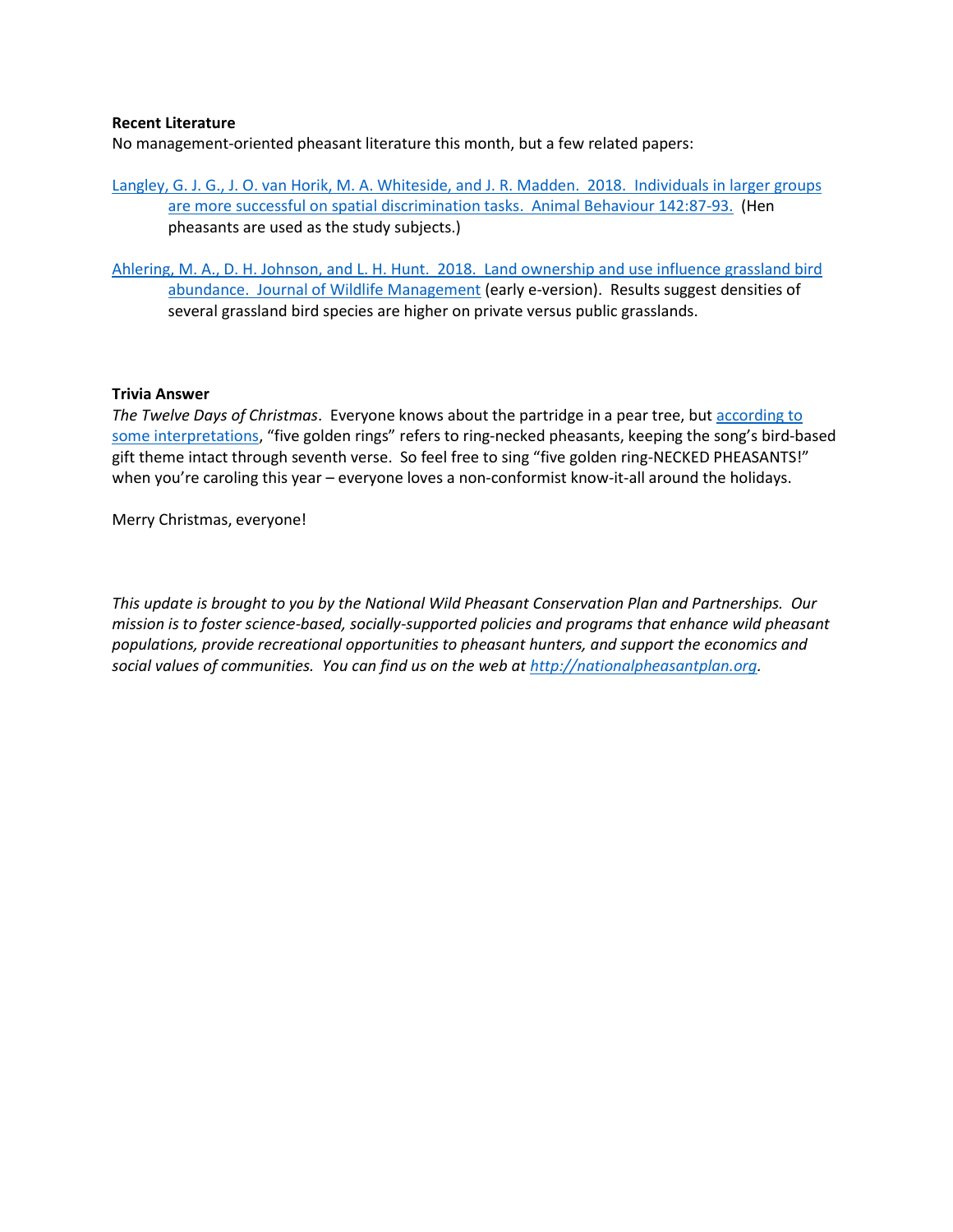**Recent Literature**

No management-oriented pheasant literature this month, but a few related papers:

Langley, G. J. G., J. O. van Horik, M. A. Whiteside, and J. R. Madden. 2018. Individuals in larger groups are more successful on spatial discrimination tasks. Animal Behaviour 142:87-93. (Hen pheasants are used as the study subjects.)

Ahlering, M. A., D. H. Johnson, and L. H. Hunt. 2018. Land ownership and use influence grassland bird abundance. Journal of Wildlife Management (early e-version). Results suggest densities of several grassland bird species are higher on private versus public grasslands.

**Trivia Answer**

*The Twelve Days of Christmas*. Everyone knows about the partridge in a pear tree, but according to some interpretations, "five golden rings" refers to ring-necked pheasants, keeping the song's bird-based gift theme intact through seventh verse. So feel free to sing "five golden ring-NECKED PHEASANTS!" when you're caroling this year – everyone loves a non-conformist know-it-all around the holidays.

Merry Christmas, everyone!

*This update is brought to you by the National Wild Pheasant Conservation Plan and Partnerships. Our mission is to foster science-based, socially-supported policies and programs that enhance wild pheasant populations, provide recreational opportunities to pheasant hunters, and support the economics and social values of communities. You can find us on the web at http://nationalpheasantplan.org.*